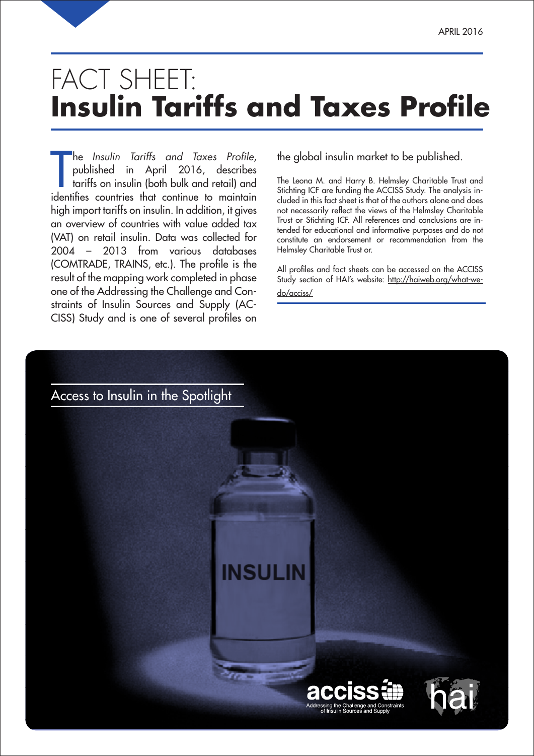APRIL 2016

# FACT SHEET: **Insulin Tariffs and Taxes Profile**

The *Insulin Tariffs and Taxes Profile,* published in April 2016, describes tariffs on insulin (both bulk and retail) and identifies countries that continue to maintain high import tariffs on insulin. In addition, it gives an overview of countries with value added tax (VAT) on retail insulin. Data was collected for 2004 – 2013 from various databases (COMTRADE, TRAINS, etc.). The profile is the result of the mapping work completed in phase one of the Addressing the Challenge and Constraints of Insulin Sources and Supply (ACCISS) Study and is one of several profiles on the global insulin market to be published.

The Leona M. and Harry B. Helmsley Charitable Trust and Stichting ICF are funding the ACCISS Study. The analysis included in this fact sheet is that of the authors alone and does not necessarily reflect the views of the Helmsley Charitable Trust or Stichting ICF. All references and conclusions are intended for educational and informative purposes and do not constitute an endorsement or recommendation from the Helmsley Charitable Trust or.

All profiles and fact sheets can be accessed on the ACCISS Study section of HAI's website: http://haiweb.org/what-we-do/acciss/

Access to Insulin in the Spotlight

INSULIN

acciss
Addressing the Challenge and Constraints of Insulin Sources and Supply

hai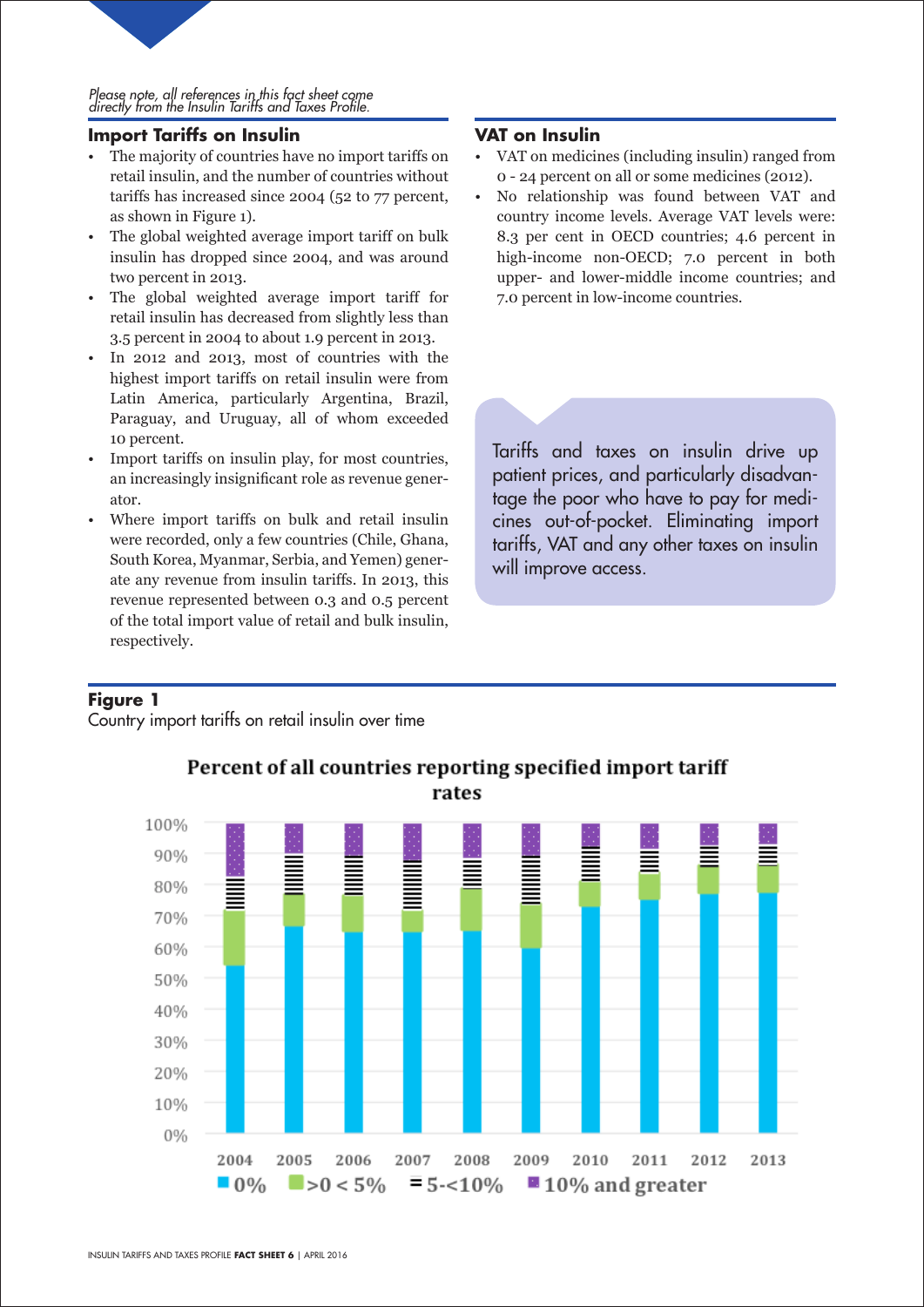*Please note, all references in this fact sheet come directly from the Insulin Tariffs and Taxes Profile.*

## Import Tariffs on Insulin

- The majority of countries have no import tariffs on retail insulin, and the number of countries without tariffs has increased since 2004 (52 to 77 percent, as shown in Figure 1).
- The global weighted average import tariff on bulk insulin has dropped since 2004, and was around two percent in 2013.
- The global weighted average import tariff for retail insulin has decreased from slightly less than 3.5 percent in 2004 to about 1.9 percent in 2013.
- In 2012 and 2013, most of countries with the highest import tariffs on retail insulin were from Latin America, particularly Argentina, Brazil, Paraguay, and Uruguay, all of whom exceeded 10 percent.
- Import tariffs on insulin play, for most countries, an increasingly insignificant role as revenue generator.
- Where import tariffs on bulk and retail insulin were recorded, only a few countries (Chile, Ghana, South Korea, Myanmar, Serbia, and Yemen) generate any revenue from insulin tariffs. In 2013, this revenue represented between 0.3 and 0.5 percent of the total import value of retail and bulk insulin, respectively.

## VAT on Insulin

- VAT on medicines (including insulin) ranged from 0 - 24 percent on all or some medicines (2012).
- No relationship was found between VAT and country income levels. Average VAT levels were: 8.3 per cent in OECD countries; 4.6 percent in high-income non-OECD; 7.0 percent in both upper- and lower-middle income countries; and 7.0 percent in low-income countries.

Tariffs and taxes on insulin drive up patient prices, and particularly disadvantage the poor who have to pay for medicines out-of-pocket. Eliminating import tariffs, VAT and any other taxes on insulin will improve access.

**Figure 1**

Country import tariffs on retail insulin over time

Percent of all countries reporting specified import tariff rates

100%
90%
80%
70%
60%
50%
40%
30%
20%
10%
0%

2004 2005 2006 2007 2008 2009 2010 2011 2012 2013

0% | >0 < 5% | 5-<10% | 10% and greater